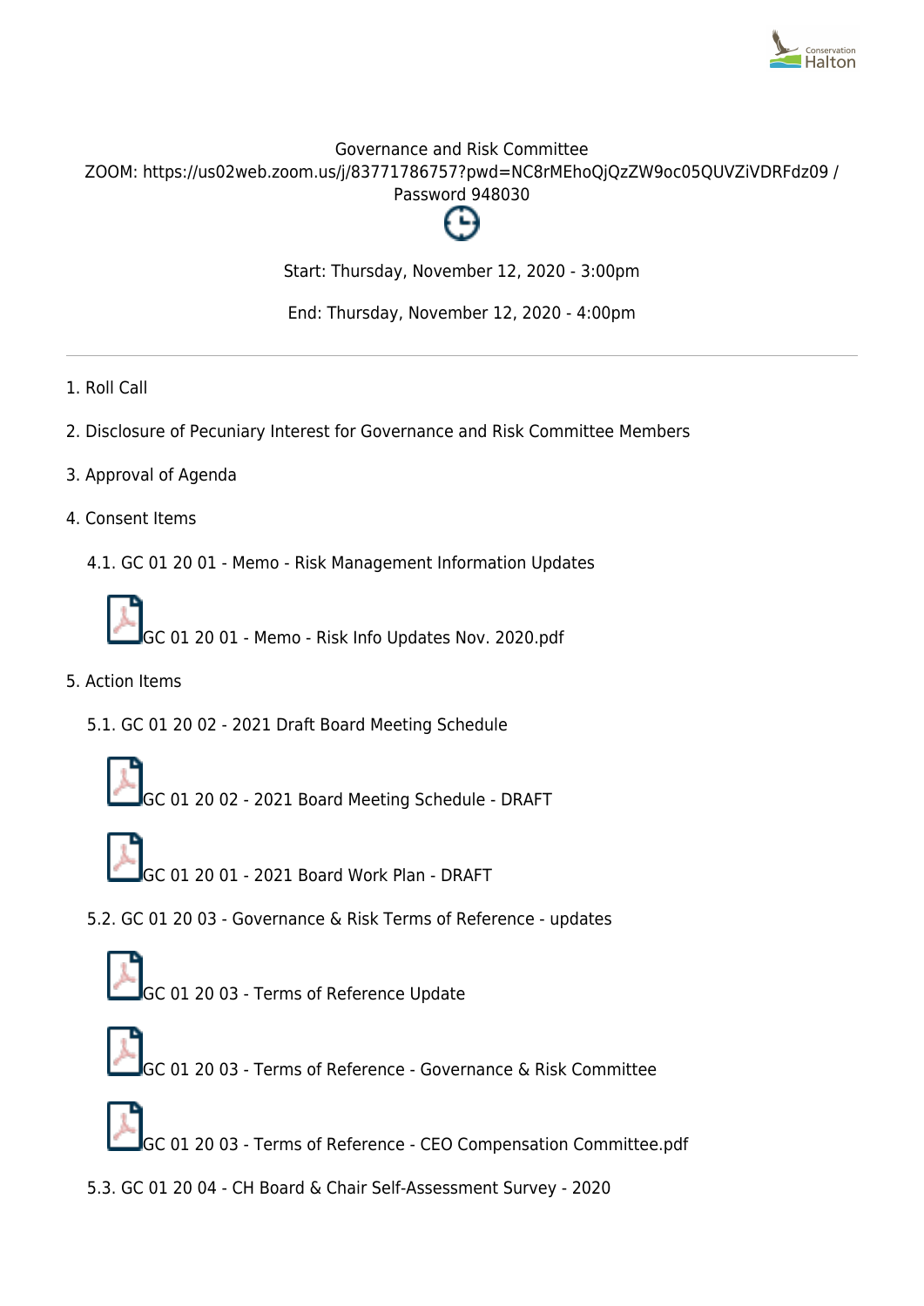# Governance and Risk Committee

ZOOM: https://us02web.zoom.us/j/83771786757?pwd=NC8rMEhoQjQzZW9oc05QUVZiVDRFdz09 / Password 948030

Start: Thursday, November 12, 2020 - 3:00pm

End: Thursday, November 12, 2020 - 4:00pm

---

1. Roll Call
2. Disclosure of Pecuniary Interest for Governance and Risk Committee Members
3. Approval of Agenda
4. Consent Items
   - 4.1. GC 01 20 01 - Memo - Risk Management Information Updates
     - GC 01 20 01 - Memo - Risk Info Updates Nov. 2020.pdf
5. Action Items
   - 5.1. GC 01 20 02 - 2021 Draft Board Meeting Schedule
     - GC 01 20 02 - 2021 Board Meeting Schedule - DRAFT
     - GC 01 20 01 - 2021 Board Work Plan - DRAFT
   - 5.2. GC 01 20 03 - Governance & Risk Terms of Reference - updates
     - GC 01 20 03 - Terms of Reference Update
     - GC 01 20 03 - Terms of Reference - Governance & Risk Committee
     - GC 01 20 03 - Terms of Reference - CEO Compensation Committee.pdf
   - 5.3. GC 01 20 04 - CH Board & Chair Self-Assessment Survey - 2020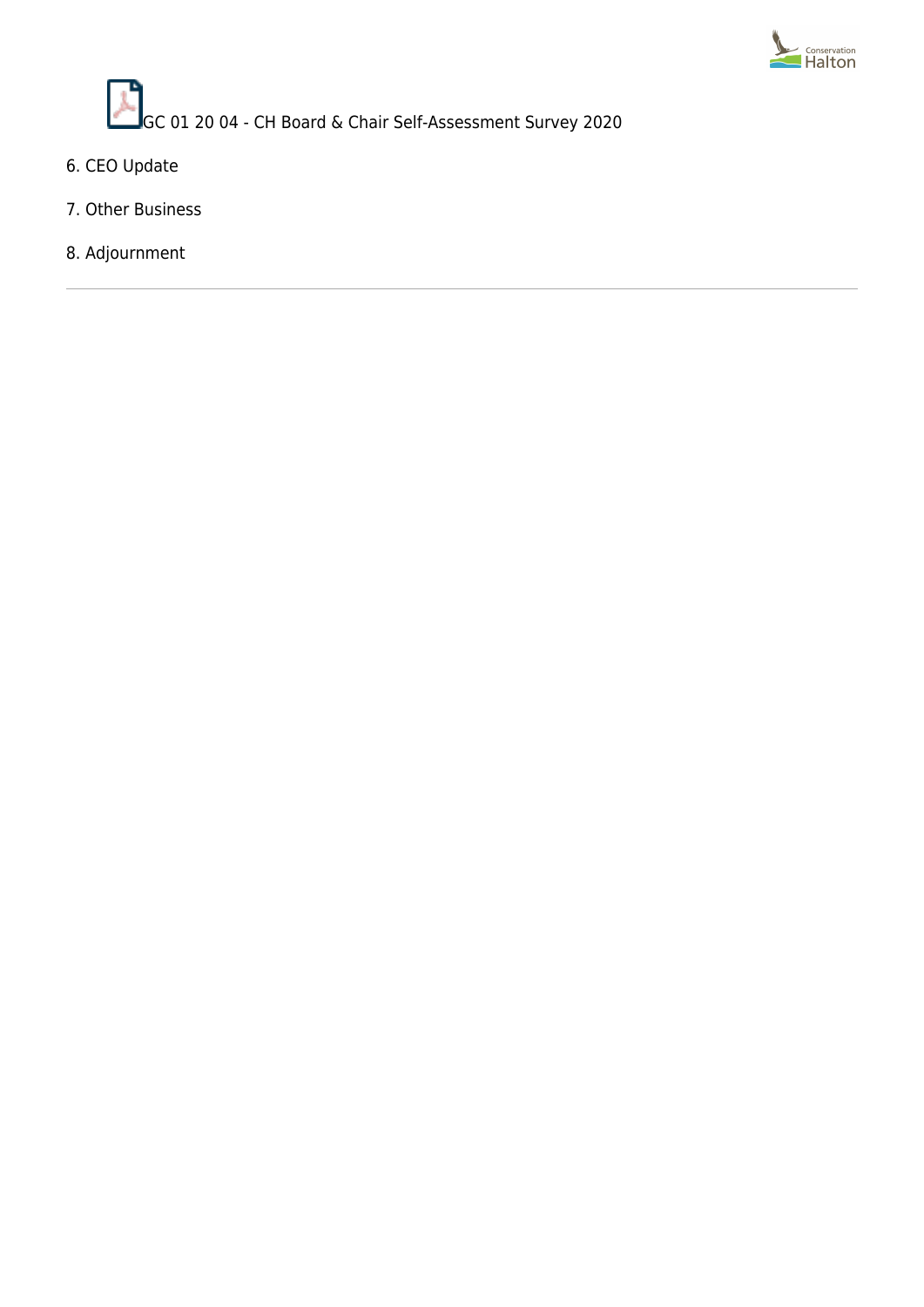GC 01 20 04 - CH Board & Chair Self-Assessment Survey 2020

6. CEO Update
7. Other Business
8. Adjournment

---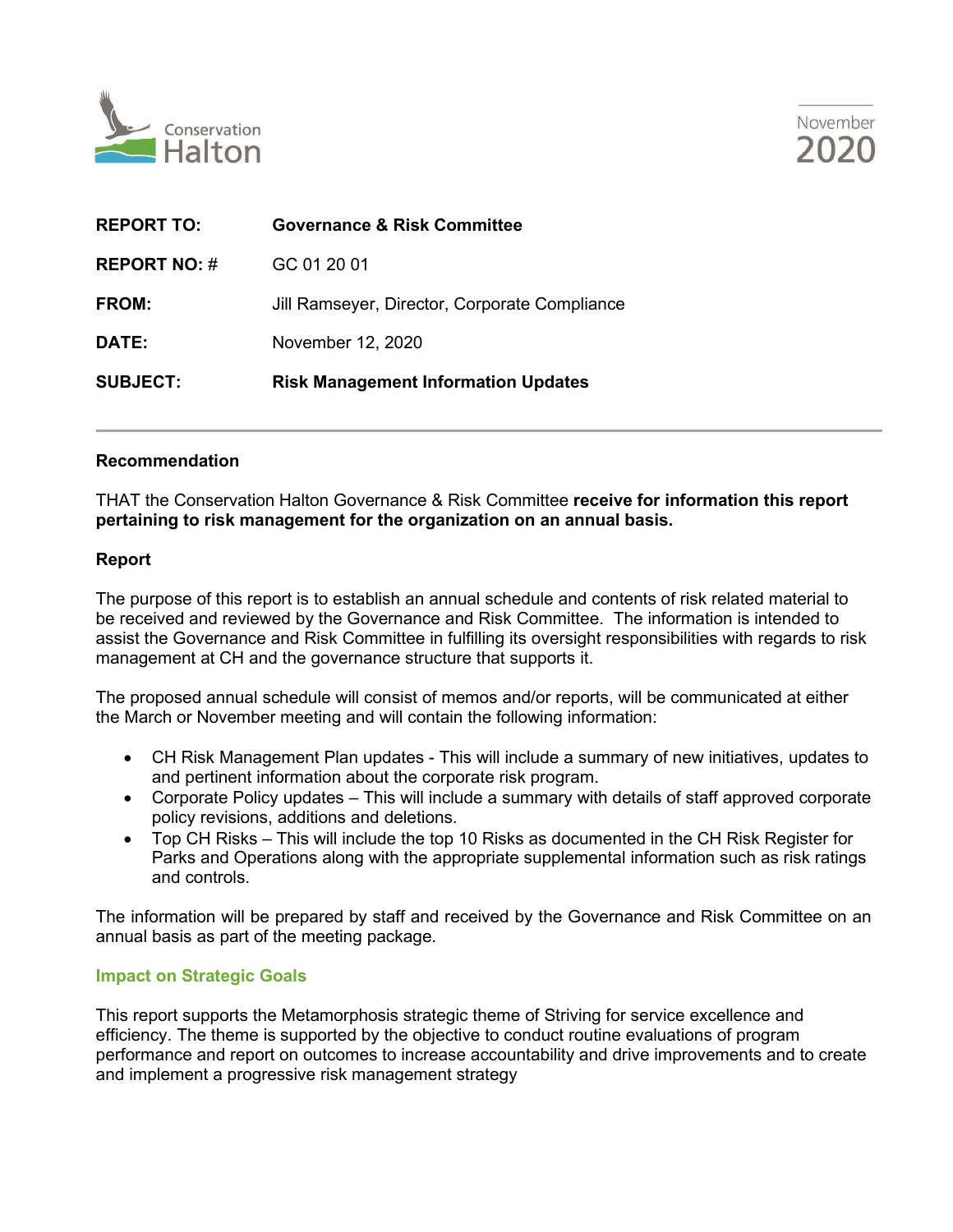Conservation Halton

November 2020

| | |
|---|---|
| **REPORT TO:** | **Governance & Risk Committee** |
| **REPORT NO: #** | GC 01 20 01 |
| **FROM:** | Jill Ramseyer, Director, Corporate Compliance |
| **DATE:** | November 12, 2020 |
| **SUBJECT:** | **Risk Management Information Updates** |

---

**Recommendation**

THAT the Conservation Halton Governance & Risk Committee **receive for information this report pertaining to risk management for the organization on an annual basis.**

**Report**

The purpose of this report is to establish an annual schedule and contents of risk related material to be received and reviewed by the Governance and Risk Committee. The information is intended to assist the Governance and Risk Committee in fulfilling its oversight responsibilities with regards to risk management at CH and the governance structure that supports it.

The proposed annual schedule will consist of memos and/or reports, will be communicated at either the March or November meeting and will contain the following information:

- CH Risk Management Plan updates - This will include a summary of new initiatives, updates to and pertinent information about the corporate risk program.
- Corporate Policy updates – This will include a summary with details of staff approved corporate policy revisions, additions and deletions.
- Top CH Risks – This will include the top 10 Risks as documented in the CH Risk Register for Parks and Operations along with the appropriate supplemental information such as risk ratings and controls.

The information will be prepared by staff and received by the Governance and Risk Committee on an annual basis as part of the meeting package.

**Impact on Strategic Goals**

This report supports the Metamorphosis strategic theme of Striving for service excellence and efficiency. The theme is supported by the objective to conduct routine evaluations of program performance and report on outcomes to increase accountability and drive improvements and to create and implement a progressive risk management strategy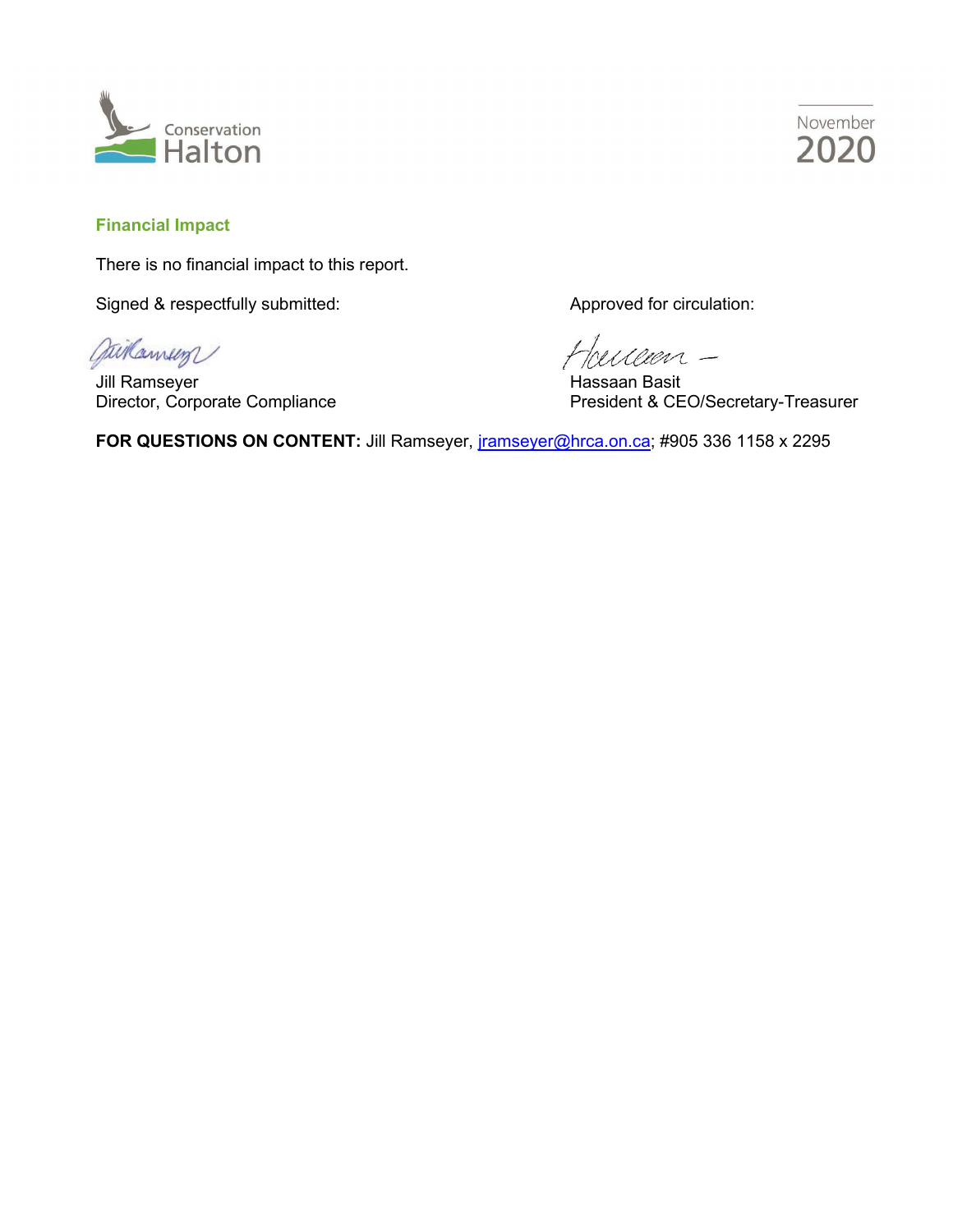## Financial Impact

There is no financial impact to this report.

Signed & respectfully submitted:

Jill Ramseyer
Director, Corporate Compliance

Approved for circulation:

Hassaan Basit
President & CEO/Secretary-Treasurer

**FOR QUESTIONS ON CONTENT:** Jill Ramseyer, jramseyer@hrca.on.ca; #905 336 1158 x 2295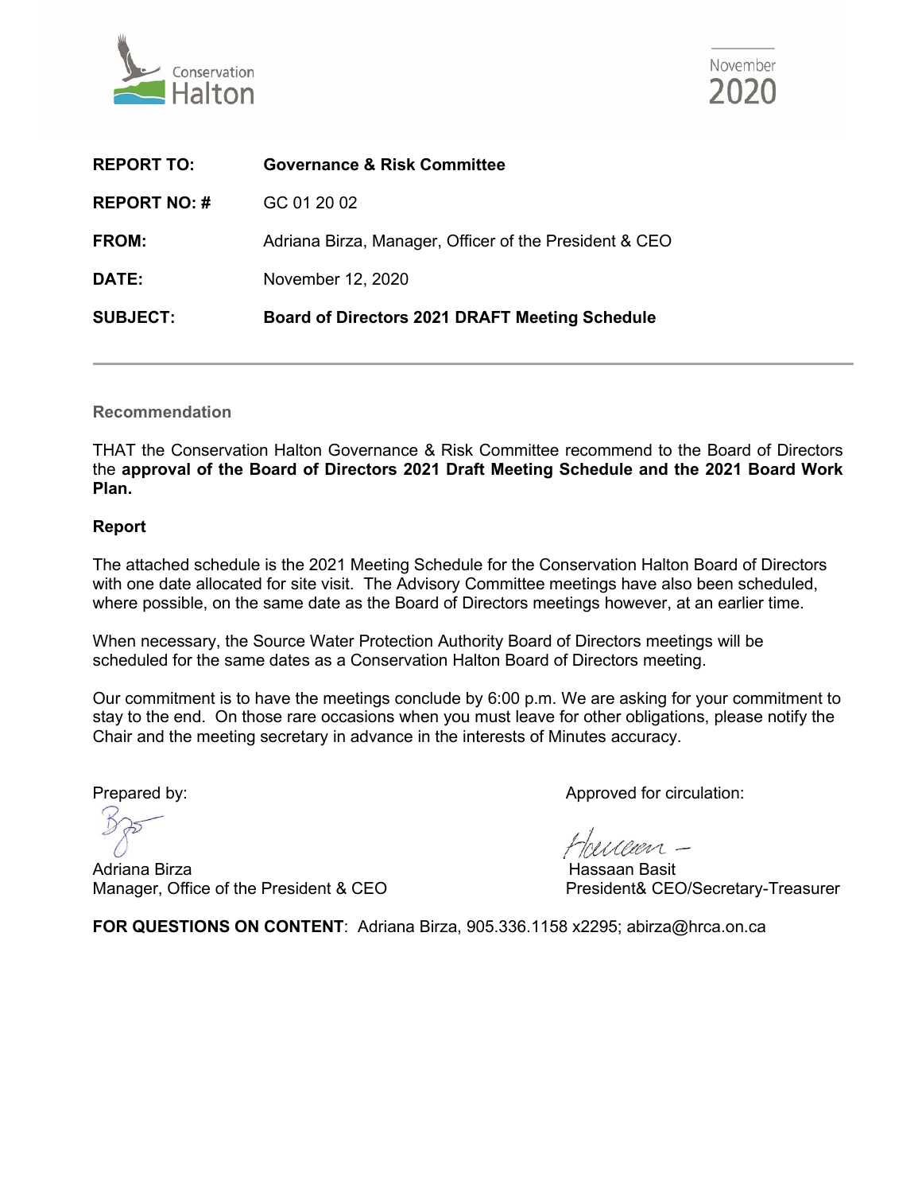Conservation Halton

November 2020

| | |
|---|---|
| **REPORT TO:** | **Governance & Risk Committee** |
| **REPORT NO: #** | GC 01 20 02 |
| **FROM:** | Adriana Birza, Manager, Officer of the President & CEO |
| **DATE:** | November 12, 2020 |
| **SUBJECT:** | **Board of Directors 2021 DRAFT Meeting Schedule** |

---

**Recommendation**

THAT the Conservation Halton Governance & Risk Committee recommend to the Board of Directors the **approval of the Board of Directors 2021 Draft Meeting Schedule and the 2021 Board Work Plan.**

**Report**

The attached schedule is the 2021 Meeting Schedule for the Conservation Halton Board of Directors with one date allocated for site visit. The Advisory Committee meetings have also been scheduled, where possible, on the same date as the Board of Directors meetings however, at an earlier time.

When necessary, the Source Water Protection Authority Board of Directors meetings will be scheduled for the same dates as a Conservation Halton Board of Directors meeting.

Our commitment is to have the meetings conclude by 6:00 p.m. We are asking for your commitment to stay to the end. On those rare occasions when you must leave for other obligations, please notify the Chair and the meeting secretary in advance in the interests of Minutes accuracy.

Prepared by:

Adriana Birza
Manager, Office of the President & CEO

Approved for circulation:

Hassaan Basit
President& CEO/Secretary-Treasurer

**FOR QUESTIONS ON CONTENT**: Adriana Birza, 905.336.1158 x2295; abirza@hrca.on.ca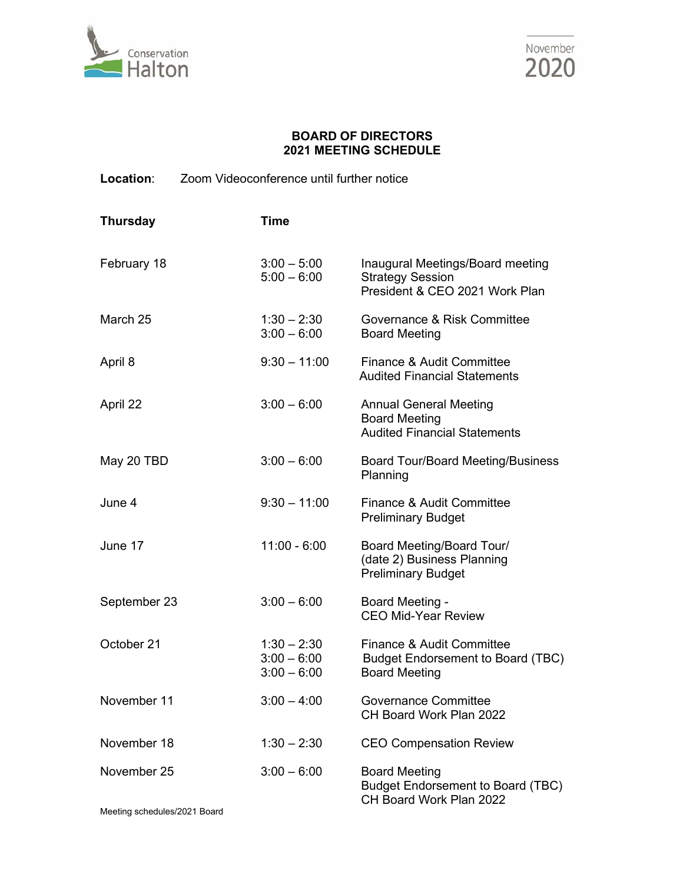Conservation Halton

November 2020

# BOARD OF DIRECTORS
# 2021 MEETING SCHEDULE

**Location**: Zoom Videoconference until further notice

| Thursday | Time | |
|---|---|---|
| February 18 | 3:00 – 5:00<br>5:00 – 6:00 | Inaugural Meetings/Board meeting<br>Strategy Session<br>President & CEO 2021 Work Plan |
| March 25 | 1:30 – 2:30<br>3:00 – 6:00 | Governance & Risk Committee<br>Board Meeting |
| April 8 | 9:30 – 11:00 | Finance & Audit Committee<br>Audited Financial Statements |
| April 22 | 3:00 – 6:00 | Annual General Meeting<br>Board Meeting<br>Audited Financial Statements |
| May 20 TBD | 3:00 – 6:00 | Board Tour/Board Meeting/Business Planning |
| June 4 | 9:30 – 11:00 | Finance & Audit Committee<br>Preliminary Budget |
| June 17 | 11:00 - 6:00 | Board Meeting/Board Tour/<br>(date 2) Business Planning<br>Preliminary Budget |
| September 23 | 3:00 – 6:00 | Board Meeting -<br>CEO Mid-Year Review |
| October 21 | 1:30 – 2:30<br>3:00 – 6:00<br>3:00 – 6:00 | Finance & Audit Committee<br>Budget Endorsement to Board (TBC)<br>Board Meeting |
| November 11 | 3:00 – 4:00 | Governance Committee<br>CH Board Work Plan 2022 |
| November 18 | 1:30 – 2:30 | CEO Compensation Review |
| November 25 | 3:00 – 6:00 | Board Meeting<br>Budget Endorsement to Board (TBC)<br>CH Board Work Plan 2022 |

Meeting schedules/2021 Board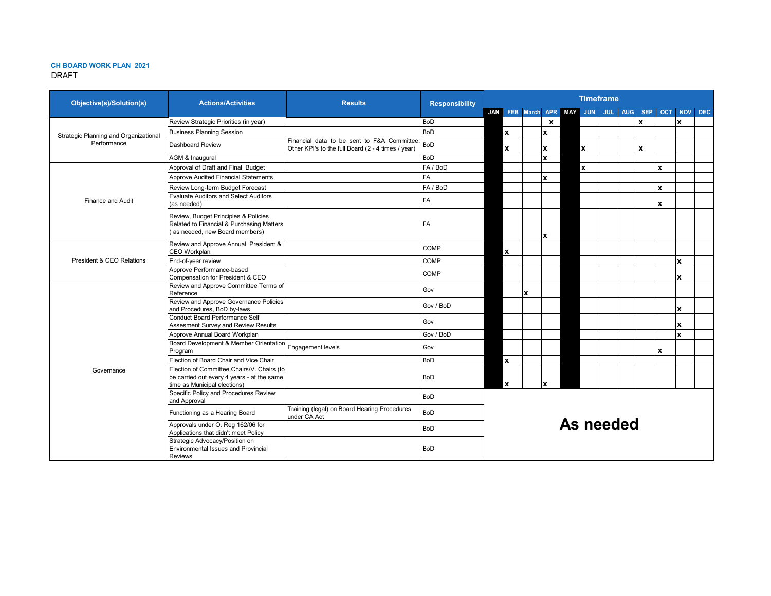**CH BOARD WORK PLAN 2021**

DRAFT

| Objective(s)/Solution(s) | Actions/Activities | Results | Responsibility | JAN | FEB | March | APR | MAY | JUN | JUL | AUG | SEP | OCT | NOV | DEC |
|---|---|---|---|---|---|---|---|---|---|---|---|---|---|---|---|
| Strategic Planning and Organizational Performance | Review Strategic Priorities (in year) | | BoD | | | | x | | | | | x | | x | |
| | Business Planning Session | | BoD | | x | | x | | | | | | | | |
| | Dashboard Review | Financial data to be sent to F&A Committee; Other KPI's to the full Board (2 - 4 times / year) | BoD | | x | | x | | x | | | x | | | |
| | AGM & Inaugural | | BoD | | | | x | | | | | | | | |
| Finance and Audit | Approval of Draft and Final Budget | | FA / BoD | | | | | | x | | | | x | | |
| | Approve Audited Financial Statements | | FA | | | | x | | | | | | | | |
| | Review Long-term Budget Forecast | | FA / BoD | | | | | | | | | | x | | |
| | Evaluate Auditors and Select Auditors (as needed) | | FA | | | | | | | | | | x | | |
| | Review, Budget Principles & Policies Related to Financial & Purchasing Matters ( as needed, new Board members) | | FA | | | | x | | | | | | | | |
| President & CEO Relations | Review and Approve Annual President & CEO Workplan | | COMP | | x | | | | | | | | | | |
| | End-of-year review | | COMP | | | | | | | | | | | x | |
| | Approve Performance-based Compensation for President & CEO | | COMP | | | | | | | | | | | x | |
| Governance | Review and Approve Committee Terms of Reference | | Gov | | | x | | | | | | | | | |
| | Review and Approve Governance Policies and Procedures, BoD by-laws | | Gov / BoD | | | | | | | | | | | x | |
| | Conduct Board Performance Self Assesment Survey and Review Results | | Gov | | | | | | | | | | | x | |
| | Approve Annual Board Workplan | | Gov / BoD | | | | | | | | | | | x | |
| | Board Development & Member Orientation Program | Engagement levels | Gov | | | | | | | | | | x | | |
| | Election of Board Chair and Vice Chair | | BoD | | x | | | | | | | | | | |
| | Election of Committee Chairs/V. Chairs (to be carried out every 4 years - at the same time as Municipal elections) | | BoD | | x | | x | | | | | | | | |
| | Specific Policy and Procedures Review and Approval | | BoD | **As needed** | | | | | | | | | | | |
| | Functioning as a Hearing Board | Training (legal) on Board Hearing Procedures under CA Act | BoD | **As needed** | | | | | | | | | | | |
| | Approvals under O. Reg 162/06 for Applications that didn't meet Policy | | BoD | **As needed** | | | | | | | | | | | |
| | Strategic Advocacy/Position on Environmental Issues and Provincial Reviews | | BoD | **As needed** | | | | | | | | | | | |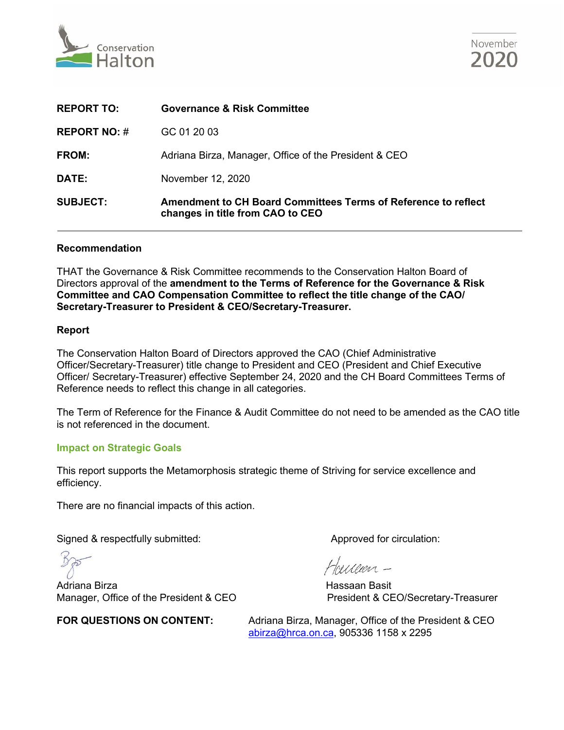Conservation Halton

November 2020

| | |
|---|---|
| **REPORT TO:** | **Governance & Risk Committee** |
| **REPORT NO: #** | GC 01 20 03 |
| **FROM:** | Adriana Birza, Manager, Office of the President & CEO |
| **DATE:** | November 12, 2020 |
| **SUBJECT:** | **Amendment to CH Board Committees Terms of Reference to reflect changes in title from CAO to CEO** |

## Recommendation

THAT the Governance & Risk Committee recommends to the Conservation Halton Board of Directors approval of the **amendment to the Terms of Reference for the Governance & Risk Committee and CAO Compensation Committee to reflect the title change of the CAO/ Secretary-Treasurer to President & CEO/Secretary-Treasurer.**

## Report

The Conservation Halton Board of Directors approved the CAO (Chief Administrative Officer/Secretary-Treasurer) title change to President and CEO (President and Chief Executive Officer/ Secretary-Treasurer) effective September 24, 2020 and the CH Board Committees Terms of Reference needs to reflect this change in all categories.

The Term of Reference for the Finance & Audit Committee do not need to be amended as the CAO title is not referenced in the document.

## Impact on Strategic Goals

This report supports the Metamorphosis strategic theme of Striving for service excellence and efficiency.

There are no financial impacts of this action.

Signed & respectfully submitted:

Adriana Birza
Manager, Office of the President & CEO

Approved for circulation:

Hassaan Basit
President & CEO/Secretary-Treasurer

**FOR QUESTIONS ON CONTENT:** Adriana Birza, Manager, Office of the President & CEO
abirza@hrca.on.ca, 905336 1158 x 2295